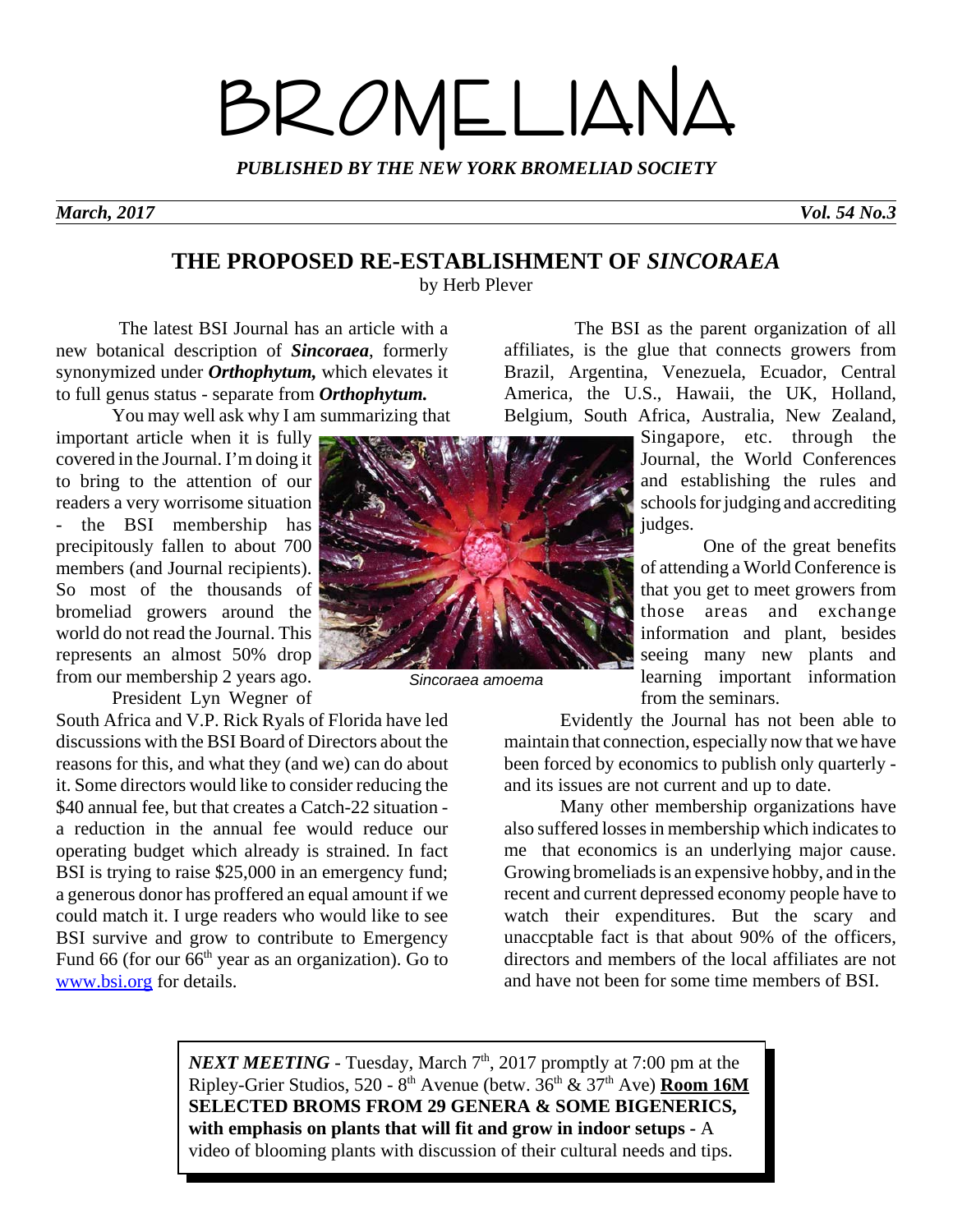# BROMELIANA

***PUBLISHED BY THE NEW YORK BROMELIAD SOCIETY***

*March, 2017* *Vol. 54 No.3*

## THE PROPOSED RE-ESTABLISHMENT OF *SINCORAEA*

by Herb Plever

The latest BSI Journal has an article with a new botanical description of ***Sincoraea***, formerly synonymized under ***Orthophytum,*** which elevates it to full genus status - separate from ***Orthophytum.***

You may well ask why I am summarizing that important article when it is fully covered in the Journal. I'm doing it to bring to the attention of our readers a very worrisome situation - the BSI membership has precipitously fallen to about 700 members (and Journal recipients). So most of the thousands of bromeliad growers around the world do not read the Journal. This represents an almost 50% drop from our membership 2 years ago.

*Sincoraea amoema*

President Lyn Wegner of South Africa and V.P. Rick Ryals of Florida have led discussions with the BSI Board of Directors about the reasons for this, and what they (and we) can do about it. Some directors would like to consider reducing the $40 annual fee, but that creates a Catch-22 situation - a reduction in the annual fee would reduce our operating budget which already is strained. In fact BSI is trying to raise $25,000 in an emergency fund; a generous donor has proffered an equal amount if we could match it. I urge readers who would like to see BSI survive and grow to contribute to Emergency Fund 66 (for our 66th year as an organization). Go to www.bsi.org for details.

The BSI as the parent organization of all affiliates, is the glue that connects growers from Brazil, Argentina, Venezuela, Ecuador, Central America, the U.S., Hawaii, the UK, Holland, Belgium, South Africa, Australia, New Zealand, Singapore, etc. through the Journal, the World Conferences and establishing the rules and schools for judging and accrediting judges.

One of the great benefits of attending a World Conference is that you get to meet growers from those areas and exchange information and plant, besides seeing many new plants and learning important information from the seminars.

Evidently the Journal has not been able to maintain that connection, especially now that we have been forced by economics to publish only quarterly - and its issues are not current and up to date.

Many other membership organizations have also suffered losses in membership which indicates to me that economics is an underlying major cause. Growing bromeliads is an expensive hobby, and in the recent and current depressed economy people have to watch their expenditures. But the scary and unaccptable fact is that about 90% of the officers, directors and members of the local affiliates are not and have not been for some time members of BSI.

***NEXT MEETING*** - Tuesday, March 7th, 2017 promptly at 7:00 pm at the Ripley-Grier Studios, 520 - 8th Avenue (betw. 36th & 37th Ave) **Room 16M**
**SELECTED BROMS FROM 29 GENERA & SOME BIGENERICS, with emphasis on plants that will fit and grow in indoor setups** - A video of blooming plants with discussion of their cultural needs and tips.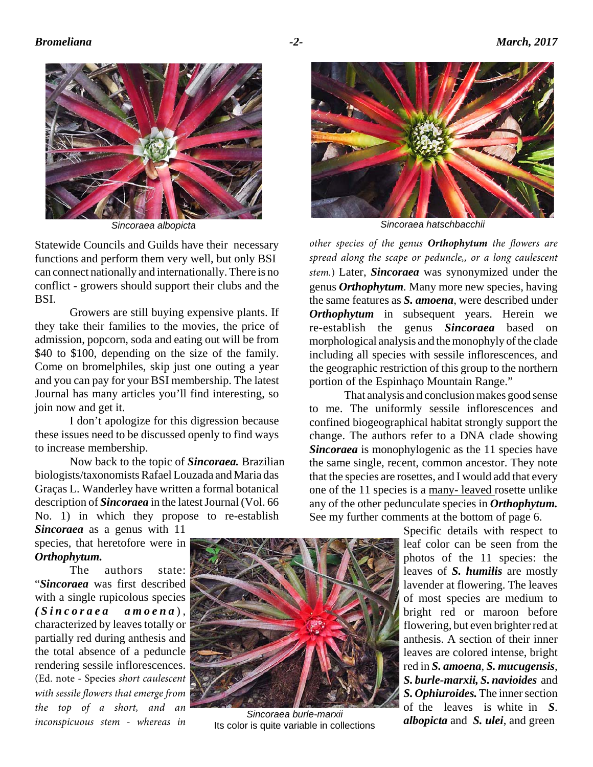*Sincoraea albopicta*

*Sincoraea hatschbacchii*

Statewide Councils and Guilds have their necessary functions and perform them very well, but only BSI can connect nationally and internationally. There is no conflict - growers should support their clubs and the BSI.

Growers are still buying expensive plants. If they take their families to the movies, the price of admission, popcorn, soda and eating out will be from $40 to $100, depending on the size of the family. Come on bromelphiles, skip just one outing a year and you can pay for your BSI membership. The latest Journal has many articles you'll find interesting, so join now and get it.

I don't apologize for this digression because these issues need to be discussed openly to find ways to increase membership.

Now back to the topic of ***Sincoraea.*** Brazilian biologists/taxonomists Rafael Louzada and Maria das Graças L. Wanderley have written a formal botanical description of ***Sincoraea*** in the latest Journal (Vol. 66 No. 1) in which they propose to re-establish ***Sincoraea*** as a genus with 11 species, that heretofore were in ***Orthophytum.***

The authors state: "***Sincoraea*** was first described with a single rupicolous species ***(Sincoraea amoena)***, characterized by leaves totally or partially red during anthesis and the total absence of a peduncle rendering sessile inflorescences. (Ed. note - Species *short caulescent with sessile flowers that emerge from the top of a short, and an inconspicuous stem - whereas in other species of the genus* ***Orthophytum*** *the flowers are spread along the scape or peduncle,, or a long caulescent stem.*) Later, ***Sincoraea*** was synonymized under the genus ***Orthophytum***. Many more new species, having the same features as ***S. amoena***, were described under ***Orthophytum*** in subsequent years. Herein we re-establish the genus ***Sincoraea*** based on morphological analysis and the monophyly of the clade including all species with sessile inflorescences, and the geographic restriction of this group to the northern portion of the Espinhaço Mountain Range."

That analysis and conclusion makes good sense to me. The uniformly sessile inflorescences and confined biogeographical habitat strongly support the change. The authors refer to a DNA clade showing ***Sincoraea*** is monophylogenic as the 11 species have the same single, recent, common ancestor. They note that the species are rosettes, and I would add that every one of the 11 species is a <u>many- leaved</u> rosette unlike any of the other pedunculate species in ***Orthophytum.*** See my further comments at the bottom of page 6.

*Sincoraea burle-marxii*
Its color is quite variable in collections

Specific details with respect to leaf color can be seen from the photos of the 11 species: the leaves of ***S. humilis*** are mostly lavender at flowering. The leaves of most species are medium to bright red or maroon before flowering, but even brighter red at anthesis. A section of their inner leaves are colored intense, bright red in ***S. amoena***, ***S. mucugensis***, ***S. burle-marxii, S. navioides*** and ***S. Ophiuroides.*** The inner section of the leaves is white in ***S. albopicta*** and ***S. ulei***, and green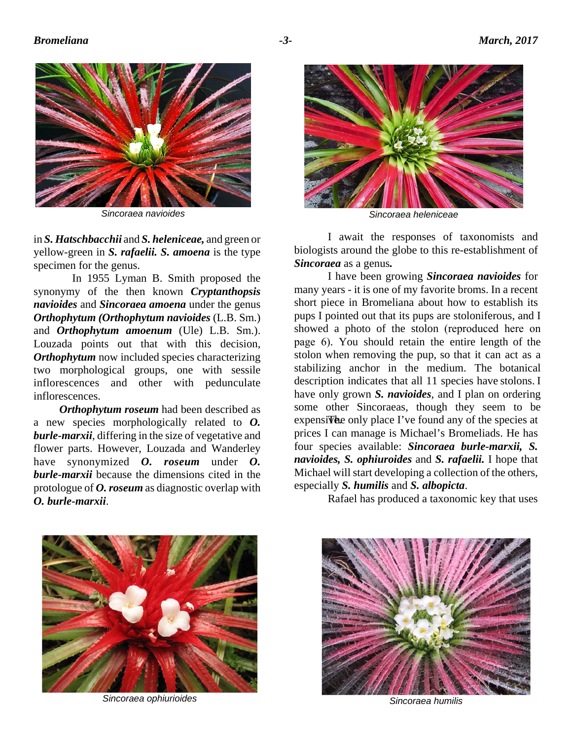*Sincoraea navioides*

*Sincoraea heleniceae*

in ***S. Hatschbacchii*** and ***S. heleniceae,*** and green or yellow-green in ***S. rafaelii. S. amoena*** is the type specimen for the genus.

In 1955 Lyman B. Smith proposed the synonymy of the then known ***Cryptanthopsis navioides*** and ***Sincoraea amoena*** under the genus ***Orthophytum (Orthophytum navioides*** (L.B. Sm.) and ***Orthophytum amoenum*** (Ule) L.B. Sm.). Louzada points out that with this decision, ***Orthophytum*** now included species characterizing two morphological groups, one with sessile inflorescences and other with pedunculate inflorescences.

***Orthophytum roseum*** had been described as a new species morphologically related to ***O. burle-marxii***, differing in the size of vegetative and flower parts. However, Louzada and Wanderley have synonymized ***O. roseum*** under ***O. burle-marxii*** because the dimensions cited in the protologue of ***O. roseum*** as diagnostic overlap with ***O. burle-marxii***.

I await the responses of taxonomists and biologists around the globe to this re-establishment of ***Sincoraea*** as a genus.

I have been growing ***Sincoraea navioides*** for many years - it is one of my favorite broms. In a recent short piece in Bromeliana about how to establish its pups I pointed out that its pups are stoloniferous, and I showed a photo of the stolon (reproduced here on page 6). You should retain the entire length of the stolon when removing the pup, so that it can act as a stabilizing anchor in the medium. The botanical description indicates that all 11 species have stolons. I have only grown ***S. navioides***, and I plan on ordering some other Sincoraeas, though they seem to be expensive. The only place I've found any of the species at prices I can manage is Michael's Bromeliads. He has four species available: ***Sincoraea burle-marxii, S. navioides, S. ophiuroides*** and ***S. rafaelii.*** I hope that Michael will start developing a collection of the others, especially ***S. humilis*** and ***S. albopicta***.

Rafael has produced a taxonomic key that uses

*Sincoraea ophiurioides*

*Sincoraea humilis*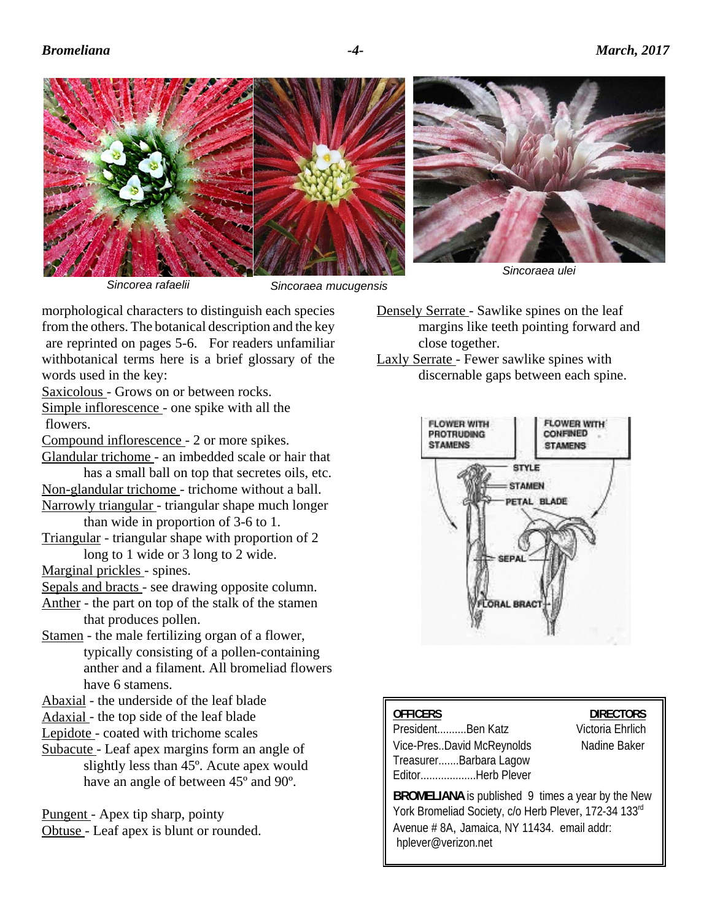*Sincorea rafaelii*

*Sincoraea mucugensis*

*Sincoraea ulei*

morphological characters to distinguish each species from the others. The botanical description and the key are reprinted on pages 5-6. For readers unfamiliar withbotanical terms here is a brief glossary of the words used in the key:

Saxicolous - Grows on or between rocks.

Simple inflorescence - one spike with all the flowers.

Compound inflorescence - 2 or more spikes.

Glandular trichome - an imbedded scale or hair that has a small ball on top that secretes oils, etc.

Non-glandular trichome - trichome without a ball.

Narrowly triangular - triangular shape much longer than wide in proportion of 3-6 to 1.

Triangular - triangular shape with proportion of 2 long to 1 wide or 3 long to 2 wide.

Marginal prickles - spines.

Sepals and bracts - see drawing opposite column.

Anther - the part on top of the stalk of the stamen that produces pollen.

Stamen - the male fertilizing organ of a flower, typically consisting of a pollen-containing anther and a filament. All bromeliad flowers have 6 stamens.

Abaxial - the underside of the leaf blade

Adaxial - the top side of the leaf blade

Lepidote - coated with trichome scales

Subacute - Leaf apex margins form an angle of slightly less than 45º. Acute apex would have an angle of between 45º and 90º.

Pungent - Apex tip sharp, pointy

Obtuse - Leaf apex is blunt or rounded.

Densely Serrate - Sawlike spines on the leaf margins like teeth pointing forward and close together.

Laxly Serrate - Fewer sawlike spines with discernable gaps between each spine.

FLOWER WITH PROTRUDING STAMENS — FLOWER WITH CONFINED STAMENS — STYLE — STAMEN — PETAL BLADE — SEPAL — FLORAL BRACT

**OFFICERS**

President..........Ben Katz

Vice-Pres..David McReynolds

Treasurer.......Barbara Lagow

Editor...................Herb Plever

**DIRECTORS**

Victoria Ehrlich

Nadine Baker

**BROMELIANA** is published 9 times a year by the New York Bromeliad Society, c/o Herb Plever, 172-34 133rd Avenue # 8A, Jamaica, NY 11434. email addr: hplever@verizon.net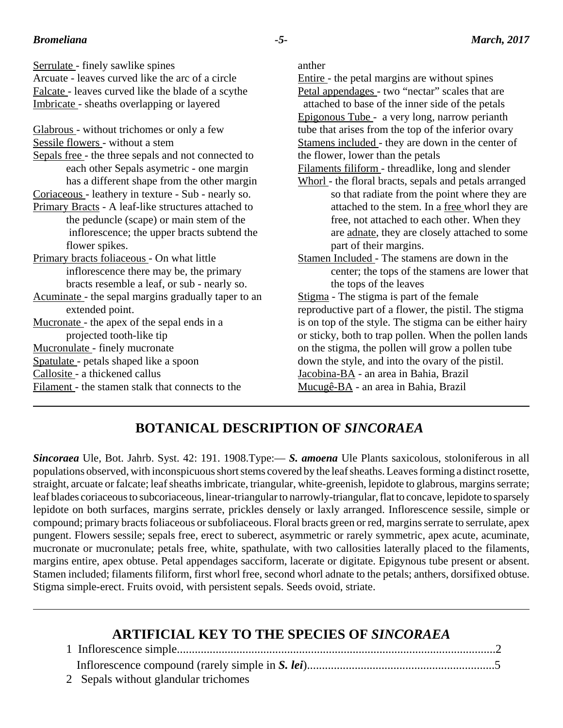Serrulate - finely sawlike spines
Arcuate - leaves curved like the arc of a circle
Falcate - leaves curved like the blade of a scythe
Imbricate - sheaths overlapping or layered

Glabrous - without trichomes or only a few
Sessile flowers - without a stem
Sepals free - the three sepals and not connected to each other Sepals asymetric - one margin has a different shape from the other margin
Coriaceous - leathery in texture - Sub - nearly so.
Primary Bracts - A leaf-like structures attached to the peduncle (scape) or main stem of the inflorescence; the upper bracts subtend the flower spikes.
Primary bracts foliaceous - On what little inflorescence there may be, the primary bracts resemble a leaf, or sub - nearly so.
Acuminate - the sepal margins gradually taper to an extended point.
Mucronate - the apex of the sepal ends in a projected tooth-like tip
Mucronulate - finely mucronate
Spatulate - petals shaped like a spoon
Callosite - a thickened callus
Filament - the stamen stalk that connects to the anther
Entire - the petal margins are without spines
Petal appendages - two "nectar" scales that are attached to base of the inner side of the petals
Epigonous Tube - a very long, narrow perianth tube that arises from the top of the inferior ovary
Stamens included - they are down in the center of the flower, lower than the petals
Filaments filiform - threadlike, long and slender
Whorl - the floral bracts, sepals and petals arranged so that radiate from the point where they are attached to the stem. In a free whorl they are free, not attached to each other. When they are adnate, they are closely attached to some part of their margins.
Stamen Included - The stamens are down in the center; the tops of the stamens are lower that the tops of the leaves
Stigma - The stigma is part of the female reproductive part of a flower, the pistil. The stigma is on top of the style. The stigma can be either hairy or sticky, both to trap pollen. When the pollen lands on the stigma, the pollen will grow a pollen tube down the style, and into the ovary of the pistil.
Jacobina-BA - an area in Bahia, Brazil
Mucugê-BA - an area in Bahia, Brazil

## BOTANICAL DESCRIPTION OF *SINCORAEA*

***Sincoraea*** Ule, Bot. Jahrb. Syst. 42: 191. 1908.Type:— ***S. amoena*** Ule Plants saxicolous, stoloniferous in all populations observed, with inconspicuous short stems covered by the leaf sheaths. Leaves forming a distinct rosette, straight, arcuate or falcate; leaf sheaths imbricate, triangular, white-greenish, lepidote to glabrous, margins serrate; leaf blades coriaceous to subcoriaceous, linear-triangular to narrowly-triangular, flat to concave, lepidote to sparsely lepidote on both surfaces, margins serrate, prickles densely or laxly arranged. Inflorescence sessile, simple or compound; primary bracts foliaceous or subfoliaceous. Floral bracts green or red, margins serrate to serrulate, apex pungent. Flowers sessile; sepals free, erect to suberect, asymmetric or rarely symmetric, apex acute, acuminate, mucronate or mucronulate; petals free, white, spathulate, with two callosities laterally placed to the filaments, margins entire, apex obtuse. Petal appendages sacciform, lacerate or digitate. Epigynous tube present or absent. Stamen included; filaments filiform, first whorl free, second whorl adnate to the petals; anthers, dorsifixed obtuse. Stigma simple-erect. Fruits ovoid, with persistent sepals. Seeds ovoid, striate.

## ARTIFICIAL KEY TO THE SPECIES OF *SINCORAEA*

1 Inflorescence simple..........................................................................................................2
Inflorescence compound (rarely simple in ***S. lei***)...............................................................5
2 Sepals without glandular trichomes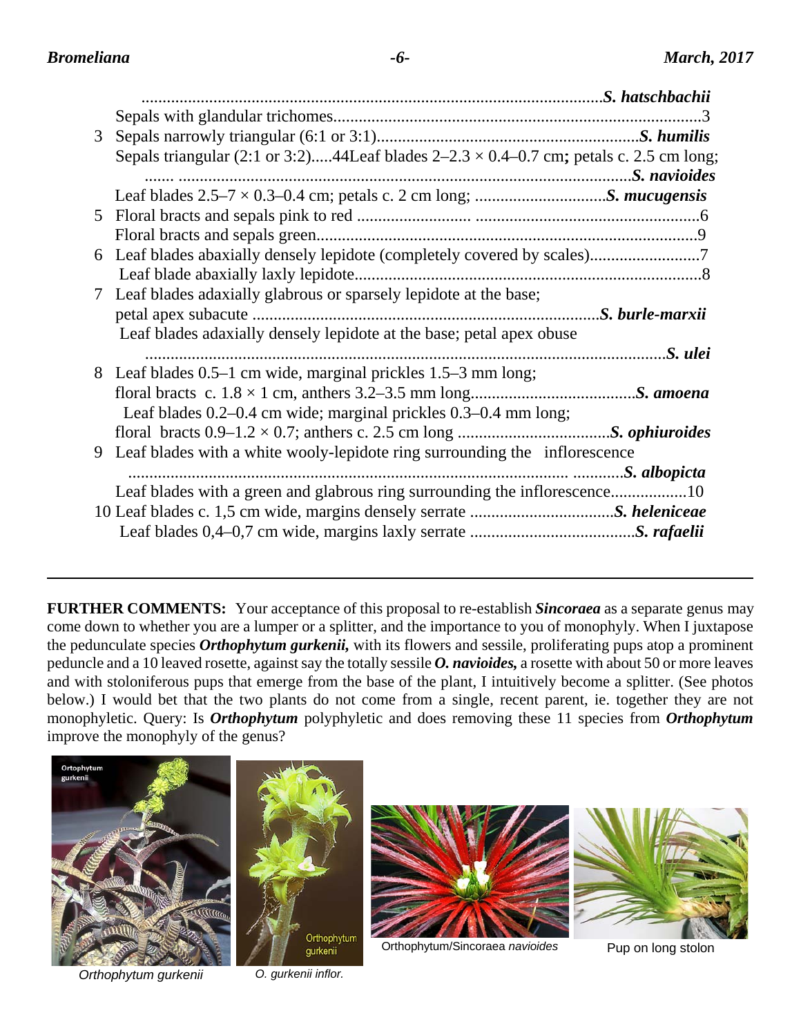.............................................................................................................*S. hatschbachii*

Sepals with glandular trichomes...................................................................................3

3 Sepals narrowly triangular (6:1 or 3:1).............................................................*S. humilis*

Sepals triangular (2:1 or 3:2).....44Leaf blades 2–2.3 × 0.4–0.7 cm**;** petals c. 2.5 cm long; ....... ..........................................................................................................*S. navioides*

Leaf blades 2.5–7 × 0.3–0.4 cm; petals c. 2 cm long; ...............................*S. mucugensis*

5 Floral bracts and sepals pink to red .......................... ....................................................6

Floral bracts and sepals green.........................................................................................9

6 Leaf blades abaxially densely lepidote (completely covered by scales).........................7

Leaf blade abaxially laxly lepidote..................................................................................8

7 Leaf blades adaxially glabrous or sparsely lepidote at the base; petal apex subacute ..................................................................................*S. burle-marxii*

Leaf blades adaxially densely lepidote at the base; petal apex obuse ...........................................................................................................................*S. ulei*

8 Leaf blades 0.5–1 cm wide, marginal prickles 1.5–3 mm long; floral bracts c. 1.8 × 1 cm, anthers 3.2–3.5 mm long.......................................*S. amoena*

Leaf blades 0.2–0.4 cm wide; marginal prickles 0.3–0.4 mm long; floral bracts 0.9–1.2 × 0.7; anthers c. 2.5 cm long ....................................*S. ophiuroides*

9 Leaf blades with a white wooly-lepidote ring surrounding the inflorescence ................................................................................................... ............*S. albopicta*

Leaf blades with a green and glabrous ring surrounding the inflorescence.................10

10 Leaf blades c. 1,5 cm wide, margins densely serrate .................................*S. heleniceae*

Leaf blades 0,4–0,7 cm wide, margins laxly serrate .......................................*S. rafaelii*

---

**FURTHER COMMENTS:** Your acceptance of this proposal to re-establish ***Sincoraea*** as a separate genus may come down to whether you are a lumper or a splitter, and the importance to you of monophyly. When I juxtapose the pedunculate species ***Orthophytum gurkenii,*** with its flowers and sessile, proliferating pups atop a prominent peduncle and a 10 leaved rosette, against say the totally sessile ***O. navioides,*** a rosette with about 50 or more leaves and with stoloniferous pups that emerge from the base of the plant, I intuitively become a splitter. (See photos below.) I would bet that the two plants do not come from a single, recent parent, ie. together they are not monophyletic. Query: Is ***Orthophytum*** polyphyletic and does removing these 11 species from ***Orthophytum*** improve the monophyly of the genus?

*Orthophytum gurkenii*

*O. gurkenii inflor.*

Orthophytum/Sincoraea *navioides*

Pup on long stolon